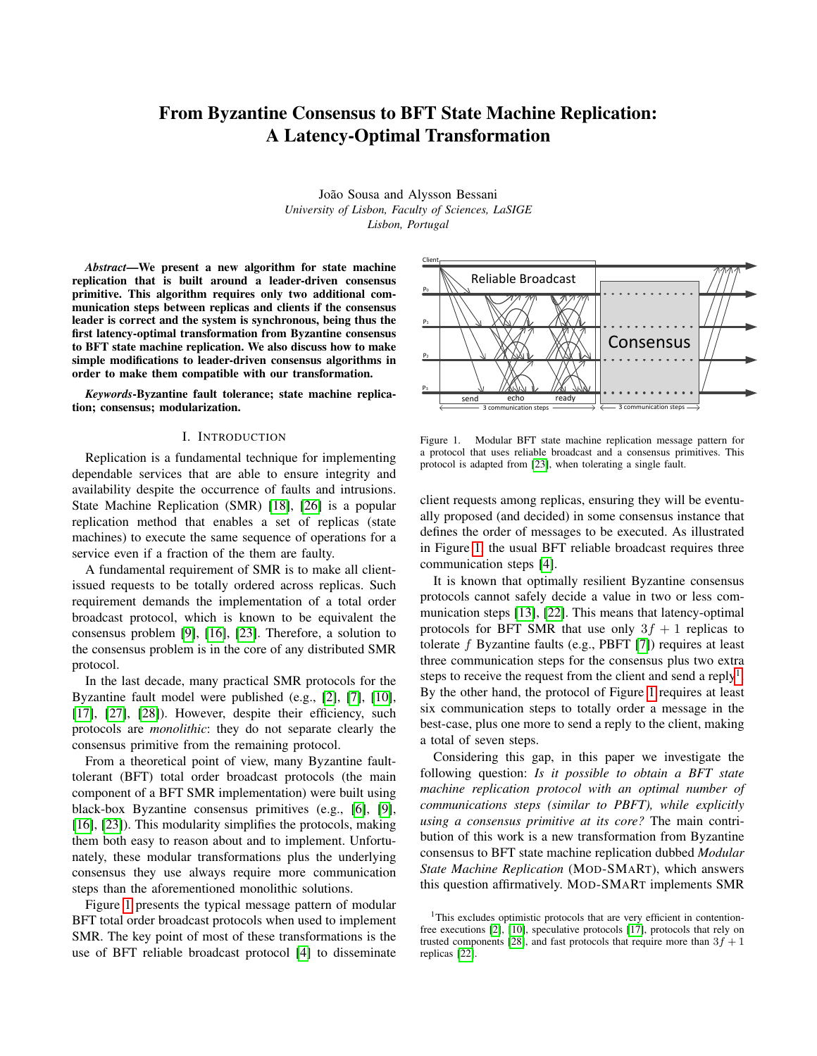# From Byzantine Consensus to BFT State Machine Replication: A Latency-Optimal Transformation

João Sousa and Alysson Bessani
*University of Lisbon, Faculty of Sciences, LaSIGE*
*Lisbon, Portugal*

***Abstract*—We present a new algorithm for state machine replication that is built around a leader-driven consensus primitive. This algorithm requires only two additional communication steps between replicas and clients if the consensus leader is correct and the system is synchronous, being thus the first latency-optimal transformation from Byzantine consensus to BFT state machine replication. We also discuss how to make simple modifications to leader-driven consensus algorithms in order to make them compatible with our transformation.**

***Keywords*-Byzantine fault tolerance; state machine replication; consensus; modularization.**

## I. Introduction

Replication is a fundamental technique for implementing dependable services that are able to ensure integrity and availability despite the occurrence of faults and intrusions. State Machine Replication (SMR) [18], [26] is a popular replication method that enables a set of replicas (state machines) to execute the same sequence of operations for a service even if a fraction of the them are faulty.

A fundamental requirement of SMR is to make all client-issued requests to be totally ordered across replicas. Such requirement demands the implementation of a total order broadcast protocol, which is known to be equivalent the consensus problem [9], [16], [23]. Therefore, a solution to the consensus problem is in the core of any distributed SMR protocol.

In the last decade, many practical SMR protocols for the Byzantine fault model were published (e.g., [2], [7], [10], [17], [27], [28]). However, despite their efficiency, such protocols are *monolithic*: they do not separate clearly the consensus primitive from the remaining protocol.

From a theoretical point of view, many Byzantine fault-tolerant (BFT) total order broadcast protocols (the main component of a BFT SMR implementation) were built using black-box Byzantine consensus primitives (e.g., [6], [9], [16], [23]). This modularity simplifies the protocols, making them both easy to reason about and to implement. Unfortunately, these modular transformations plus the underlying consensus they use always require more communication steps than the aforementioned monolithic solutions.

Figure 1 presents the typical message pattern of modular BFT total order broadcast protocols when used to implement SMR. The key point of most of these transformations is the use of BFT reliable broadcast protocol [4] to disseminate client requests among replicas, ensuring they will be eventually proposed (and decided) in some consensus instance that defines the order of messages to be executed. As illustrated in Figure 1, the usual BFT reliable broadcast requires three communication steps [4].

Figure 1. Modular BFT state machine replication message pattern for a protocol that uses reliable broadcast and a consensus primitives. This protocol is adapted from [23], when tolerating a single fault.

It is known that optimally resilient Byzantine consensus protocols cannot safely decide a value in two or less communication steps [13], [22]. This means that latency-optimal protocols for BFT SMR that use only $3f+1$ replicas to tolerate $f$ Byzantine faults (e.g., PBFT [7]) requires at least three communication steps for the consensus plus two extra steps to receive the request from the client and send a reply[1]. By the other hand, the protocol of Figure 1 requires at least six communication steps to totally order a message in the best-case, plus one more to send a reply to the client, making a total of seven steps.

Considering this gap, in this paper we investigate the following question: *Is it possible to obtain a BFT state machine replication protocol with an optimal number of communications steps (similar to PBFT), while explicitly using a consensus primitive at its core?* The main contribution of this work is a new transformation from Byzantine consensus to BFT state machine replication dubbed *Modular State Machine Replication* (MOD-SMART), which answers this question affirmatively. MOD-SMART implements SMR

[1] This excludes optimistic protocols that are very efficient in contention-free executions [2], [10], speculative protocols [17], protocols that rely on trusted components [28], and fast protocols that require more than $3f+1$ replicas [22].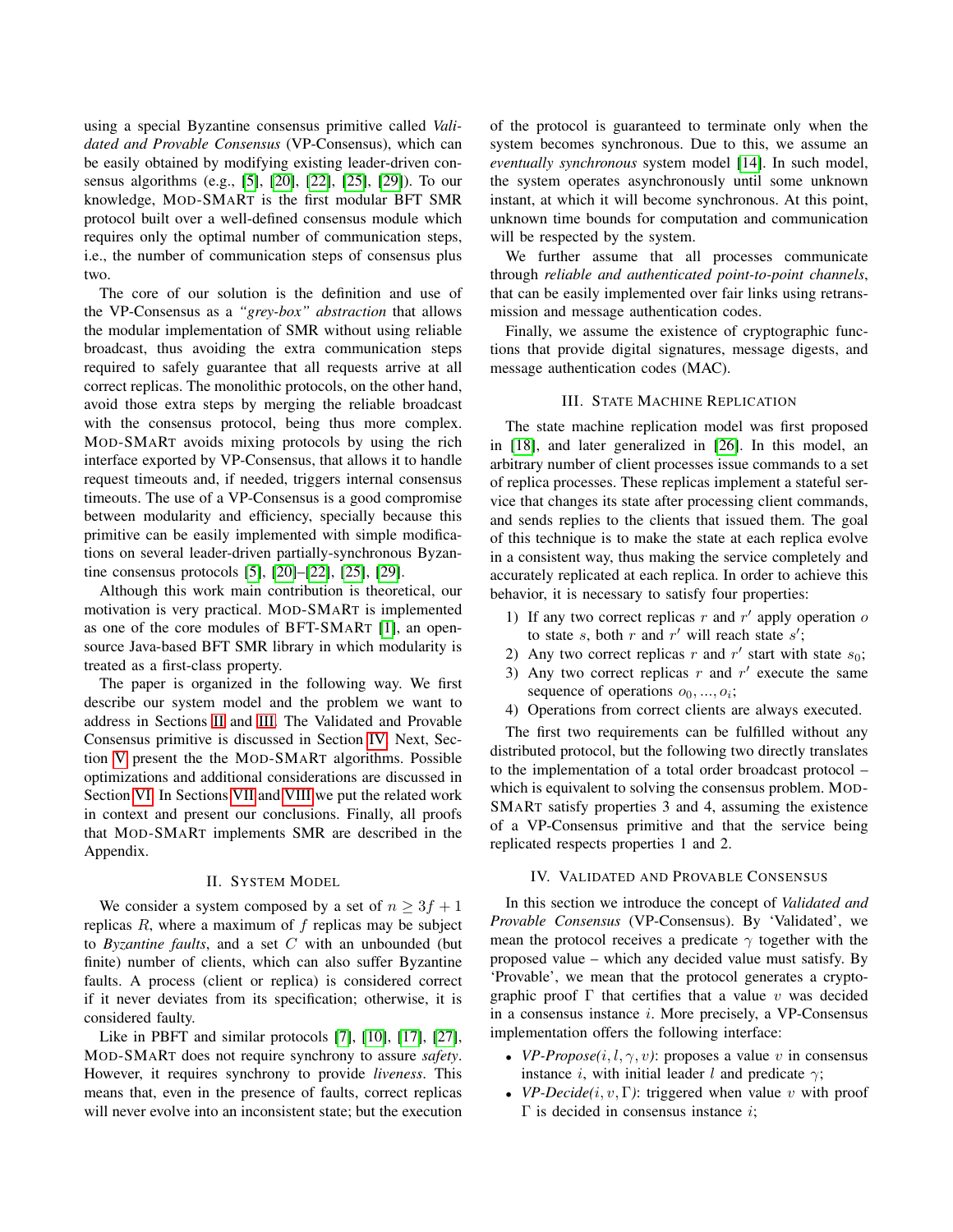using a special Byzantine consensus primitive called *Validated and Provable Consensus* (VP-Consensus), which can be easily obtained by modifying existing leader-driven consensus algorithms (e.g., [5], [20], [22], [25], [29]). To our knowledge, MOD-SMART is the first modular BFT SMR protocol built over a well-defined consensus module which requires only the optimal number of communication steps, i.e., the number of communication steps of consensus plus two.

The core of our solution is the definition and use of the VP-Consensus as a *"grey-box" abstraction* that allows the modular implementation of SMR without using reliable broadcast, thus avoiding the extra communication steps required to safely guarantee that all requests arrive at all correct replicas. The monolithic protocols, on the other hand, avoid those extra steps by merging the reliable broadcast with the consensus protocol, being thus more complex. MOD-SMART avoids mixing protocols by using the rich interface exported by VP-Consensus, that allows it to handle request timeouts and, if needed, triggers internal consensus timeouts. The use of a VP-Consensus is a good compromise between modularity and efficiency, specially because this primitive can be easily implemented with simple modifications on several leader-driven partially-synchronous Byzantine consensus protocols [5], [20]–[22], [25], [29].

Although this work main contribution is theoretical, our motivation is very practical. MOD-SMART is implemented as one of the core modules of BFT-SMART [1], an open-source Java-based BFT SMR library in which modularity is treated as a first-class property.

The paper is organized in the following way. We first describe our system model and the problem we want to address in Sections II and III. The Validated and Provable Consensus primitive is discussed in Section IV. Next, Section V present the the MOD-SMART algorithms. Possible optimizations and additional considerations are discussed in Section VI. In Sections VII and VIII we put the related work in context and present our conclusions. Finally, all proofs that MOD-SMART implements SMR are described in the Appendix.

## II. System Model

We consider a system composed by a set of $n \geq 3f + 1$ replicas $R$, where a maximum of $f$ replicas may be subject to *Byzantine faults*, and a set $C$ with an unbounded (but finite) number of clients, which can also suffer Byzantine faults. A process (client or replica) is considered correct if it never deviates from its specification; otherwise, it is considered faulty.

Like in PBFT and similar protocols [7], [10], [17], [27], MOD-SMART does not require synchrony to assure *safety*. However, it requires synchrony to provide *liveness*. This means that, even in the presence of faults, correct replicas will never evolve into an inconsistent state; but the execution of the protocol is guaranteed to terminate only when the system becomes synchronous. Due to this, we assume an *eventually synchronous* system model [14]. In such model, the system operates asynchronously until some unknown instant, at which it will become synchronous. At this point, unknown time bounds for computation and communication will be respected by the system.

We further assume that all processes communicate through *reliable and authenticated point-to-point channels*, that can be easily implemented over fair links using retransmission and message authentication codes.

Finally, we assume the existence of cryptographic functions that provide digital signatures, message digests, and message authentication codes (MAC).

## III. State Machine Replication

The state machine replication model was first proposed in [18], and later generalized in [26]. In this model, an arbitrary number of client processes issue commands to a set of replica processes. These replicas implement a stateful service that changes its state after processing client commands, and sends replies to the clients that issued them. The goal of this technique is to make the state at each replica evolve in a consistent way, thus making the service completely and accurately replicated at each replica. In order to achieve this behavior, it is necessary to satisfy four properties:

1) If any two correct replicas $r$ and $r'$ apply operation $o$ to state $s$, both $r$ and $r'$ will reach state $s'$;
2) Any two correct replicas $r$ and $r'$ start with state $s_0$;
3) Any two correct replicas $r$ and $r'$ execute the same sequence of operations $o_0, ..., o_i$;
4) Operations from correct clients are always executed.

The first two requirements can be fulfilled without any distributed protocol, but the following two directly translates to the implementation of a total order broadcast protocol – which is equivalent to solving the consensus problem. MOD-SMART satisfy properties 3 and 4, assuming the existence of a VP-Consensus primitive and that the service being replicated respects properties 1 and 2.

## IV. Validated and Provable Consensus

In this section we introduce the concept of *Validated and Provable Consensus* (VP-Consensus). By 'Validated', we mean the protocol receives a predicate $\gamma$ together with the proposed value – which any decided value must satisfy. By 'Provable', we mean that the protocol generates a cryptographic proof $\Gamma$ that certifies that a value $v$ was decided in a consensus instance $i$. More precisely, a VP-Consensus implementation offers the following interface:

- *VP-Propose*$(i, l, \gamma, v)$: proposes a value $v$ in consensus instance $i$, with initial leader $l$ and predicate $\gamma$;
- *VP-Decide*$(i, v, \Gamma)$: triggered when value $v$ with proof $\Gamma$ is decided in consensus instance $i$;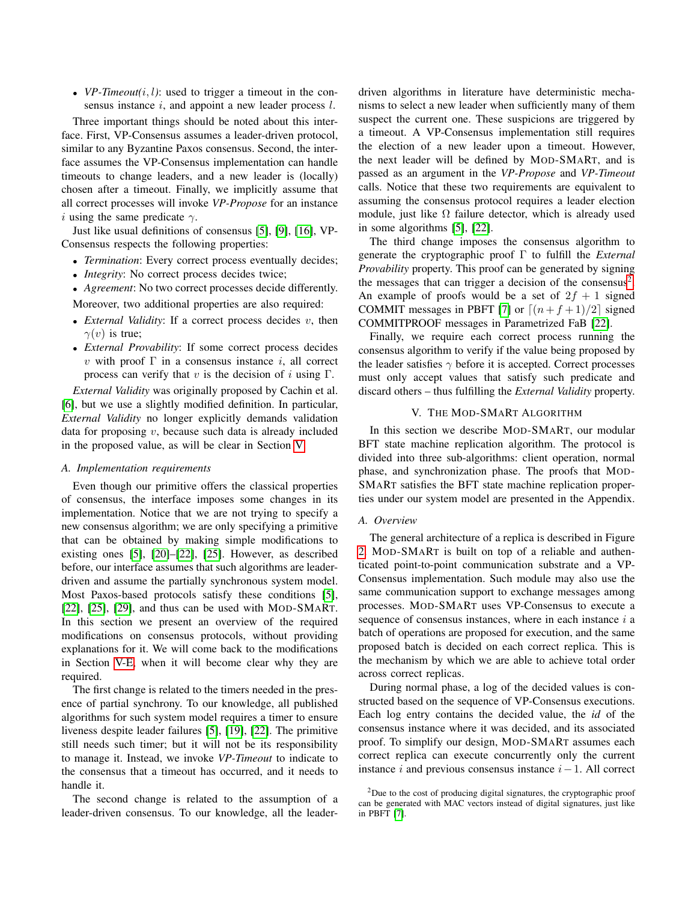- *VP-Timeout*$(i, l)$: used to trigger a timeout in the consensus instance $i$, and appoint a new leader process $l$.

Three important things should be noted about this interface. First, VP-Consensus assumes a leader-driven protocol, similar to any Byzantine Paxos consensus. Second, the interface assumes the VP-Consensus implementation can handle timeouts to change leaders, and a new leader is (locally) chosen after a timeout. Finally, we implicitly assume that all correct processes will invoke *VP-Propose* for an instance $i$ using the same predicate $\gamma$.

Just like usual definitions of consensus [5], [9], [16], VP-Consensus respects the following properties:

- *Termination*: Every correct process eventually decides;
- *Integrity*: No correct process decides twice;
- *Agreement*: No two correct processes decide differently.

Moreover, two additional properties are also required:

- *External Validity*: If a correct process decides $v$, then $\gamma(v)$ is true;
- *External Provability*: If some correct process decides $v$ with proof $\Gamma$ in a consensus instance $i$, all correct process can verify that $v$ is the decision of $i$ using $\Gamma$.

*External Validity* was originally proposed by Cachin et al. [6], but we use a slightly modified definition. In particular, *External Validity* no longer explicitly demands validation data for proposing $v$, because such data is already included in the proposed value, as will be clear in Section V.

### A. Implementation requirements

Even though our primitive offers the classical properties of consensus, the interface imposes some changes in its implementation. Notice that we are not trying to specify a new consensus algorithm; we are only specifying a primitive that can be obtained by making simple modifications to existing ones [5], [20]–[22], [25]. However, as described before, our interface assumes that such algorithms are leader-driven and assume the partially synchronous system model. Most Paxos-based protocols satisfy these conditions [5], [22], [25], [29], and thus can be used with MOD-SMART. In this section we present an overview of the required modifications on consensus protocols, without providing explanations for it. We will come back to the modifications in Section V-E, when it will become clear why they are required.

The first change is related to the timers needed in the presence of partial synchrony. To our knowledge, all published algorithms for such system model requires a timer to ensure liveness despite leader failures [5], [19], [22]. The primitive still needs such timer; but it will not be its responsibility to manage it. Instead, we invoke *VP-Timeout* to indicate to the consensus that a timeout has occurred, and it needs to handle it.

The second change is related to the assumption of a leader-driven consensus. To our knowledge, all the leader-driven algorithms in literature have deterministic mechanisms to select a new leader when sufficiently many of them suspect the current one. These suspicions are triggered by a timeout. A VP-Consensus implementation still requires the election of a new leader upon a timeout. However, the next leader will be defined by MOD-SMART, and is passed as an argument in the *VP-Propose* and *VP-Timeout* calls. Notice that these two requirements are equivalent to assuming the consensus protocol requires a leader election module, just like $\Omega$ failure detector, which is already used in some algorithms [5], [22].

The third change imposes the consensus algorithm to generate the cryptographic proof $\Gamma$ to fulfill the *External Provability* property. This proof can be generated by signing the messages that can trigger a decision of the consensus[2]. An example of proofs would be a set of $2f + 1$ signed COMMIT messages in PBFT [7] or $\lceil (n + f + 1)/2 \rceil$ signed COMMITPROOF messages in Parametrized FaB [22].

Finally, we require each correct process running the consensus algorithm to verify if the value being proposed by the leader satisfies $\gamma$ before it is accepted. Correct processes must only accept values that satisfy such predicate and discard others – thus fulfilling the *External Validity* property.

## V. THE MOD-SMART ALGORITHM

In this section we describe MOD-SMART, our modular BFT state machine replication algorithm. The protocol is divided into three sub-algorithms: client operation, normal phase, and synchronization phase. The proofs that MOD-SMART satisfies the BFT state machine replication properties under our system model are presented in the Appendix.

### A. Overview

The general architecture of a replica is described in Figure 2. MOD-SMART is built on top of a reliable and authenticated point-to-point communication substrate and a VP-Consensus implementation. Such module may also use the same communication support to exchange messages among processes. MOD-SMART uses VP-Consensus to execute a sequence of consensus instances, where in each instance $i$ a batch of operations are proposed for execution, and the same proposed batch is decided on each correct replica. This is the mechanism by which we are able to achieve total order across correct replicas.

During normal phase, a log of the decided values is constructed based on the sequence of VP-Consensus executions. Each log entry contains the decided value, the *id* of the consensus instance where it was decided, and its associated proof. To simplify our design, MOD-SMART assumes each correct replica can execute concurrently only the current instance $i$ and previous consensus instance $i - 1$. All correct

[2]Due to the cost of producing digital signatures, the cryptographic proof can be generated with MAC vectors instead of digital signatures, just like in PBFT [7].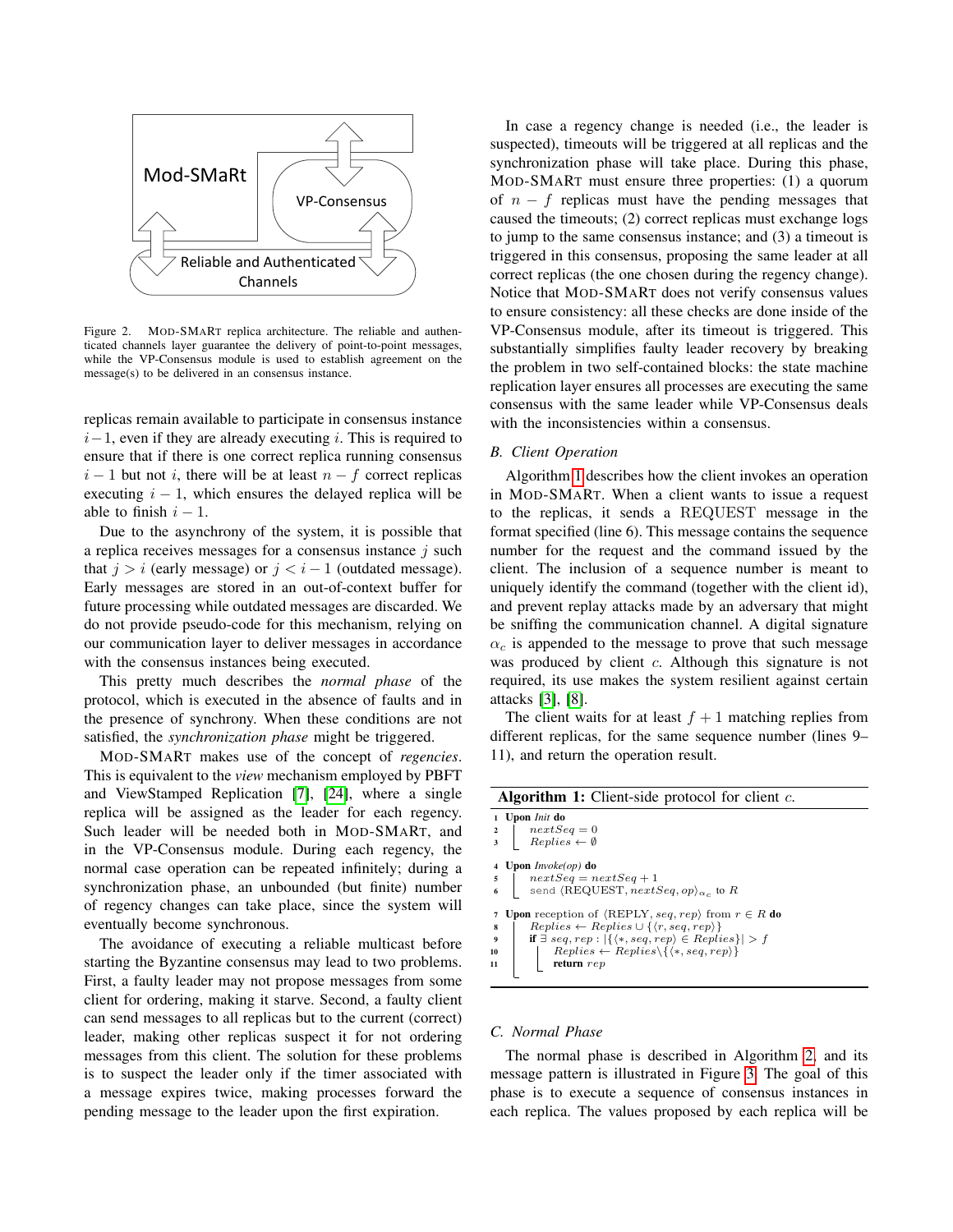Figure 2. Mod-SMaRt replica architecture. The reliable and authenticated channels layer guarantee the delivery of point-to-point messages, while the VP-Consensus module is used to establish agreement on the message(s) to be delivered in an consensus instance.

replicas remain available to participate in consensus instance $i-1$, even if they are already executing $i$. This is required to ensure that if there is one correct replica running consensus $i-1$ but not $i$, there will be at least $n-f$ correct replicas executing $i-1$, which ensures the delayed replica will be able to finish $i-1$.

Due to the asynchrony of the system, it is possible that a replica receives messages for a consensus instance $j$ such that $j > i$ (early message) or $j < i-1$ (outdated message). Early messages are stored in an out-of-context buffer for future processing while outdated messages are discarded. We do not provide pseudo-code for this mechanism, relying on our communication layer to deliver messages in accordance with the consensus instances being executed.

This pretty much describes the *normal phase* of the protocol, which is executed in the absence of faults and in the presence of synchrony. When these conditions are not satisfied, the *synchronization phase* might be triggered.

Mod-SMaRt makes use of the concept of *regencies*. This is equivalent to the *view* mechanism employed by PBFT and ViewStamped Replication [7], [24], where a single replica will be assigned as the leader for each regency. Such leader will be needed both in Mod-SMaRt, and in the VP-Consensus module. During each regency, the normal case operation can be repeated infinitely; during a synchronization phase, an unbounded (but finite) number of regency changes can take place, since the system will eventually become synchronous.

The avoidance of executing a reliable multicast before starting the Byzantine consensus may lead to two problems. First, a faulty leader may not propose messages from some client for ordering, making it starve. Second, a faulty client can send messages to all replicas but to the current (correct) leader, making other replicas suspect it for not ordering messages from this client. The solution for these problems is to suspect the leader only if the timer associated with a message expires twice, making processes forward the pending message to the leader upon the first expiration.

In case a regency change is needed (i.e., the leader is suspected), timeouts will be triggered at all replicas and the synchronization phase will take place. During this phase, Mod-SMaRt must ensure three properties: (1) a quorum of $n-f$ replicas must have the pending messages that caused the timeouts; (2) correct replicas must exchange logs to jump to the same consensus instance; and (3) a timeout is triggered in this consensus, proposing the same leader at all correct replicas (the one chosen during the regency change). Notice that Mod-SMaRt does not verify consensus values to ensure consistency: all these checks are done inside of the VP-Consensus module, after its timeout is triggered. This substantially simplifies faulty leader recovery by breaking the problem in two self-contained blocks: the state machine replication layer ensures all processes are executing the same consensus with the same leader while VP-Consensus deals with the inconsistencies within a consensus.

### B. Client Operation

Algorithm 1 describes how the client invokes an operation in Mod-SMaRt. When a client wants to issue a request to the replicas, it sends a REQUEST message in the format specified (line 6). This message contains the sequence number for the request and the command issued by the client. The inclusion of a sequence number is meant to uniquely identify the command (together with the client id), and prevent replay attacks made by an adversary that might be sniffing the communication channel. A digital signature $\alpha_c$ is appended to the message to prove that such message was produced by client $c$. Although this signature is not required, its use makes the system resilient against certain attacks [3], [8].

The client waits for at least $f+1$ matching replies from different replicas, for the same sequence number (lines 9–11), and return the operation result.

**Algorithm 1:** Client-side protocol for client $c$.

1 **Upon** *Init* **do**
2 $\quad nextSeq = 0$
3 $\quad Replies \leftarrow \emptyset$

4 **Upon** *Invoke(op)* **do**
5 $\quad nextSeq = nextSeq + 1$
6 $\quad$ send $\langle \text{REQUEST}, nextSeq, op \rangle_{\alpha_c}$ to $R$

7 **Upon** reception of $\langle \text{REPLY}, seq, rep \rangle$ from $r \in R$ **do**
8 $\quad Replies \leftarrow Replies \cup \{\langle r, seq, rep \rangle\}$
9 $\quad$ **if** $\exists\ seq, rep : |\{\langle *, seq, rep \rangle \in Replies\}| > f$
10 $\quad\quad Replies \leftarrow Replies \backslash \{\langle *, seq, rep \rangle\}$
11 $\quad\quad$ **return** $rep$

### C. Normal Phase

The normal phase is described in Algorithm 2, and its message pattern is illustrated in Figure 3. The goal of this phase is to execute a sequence of consensus instances in each replica. The values proposed by each replica will be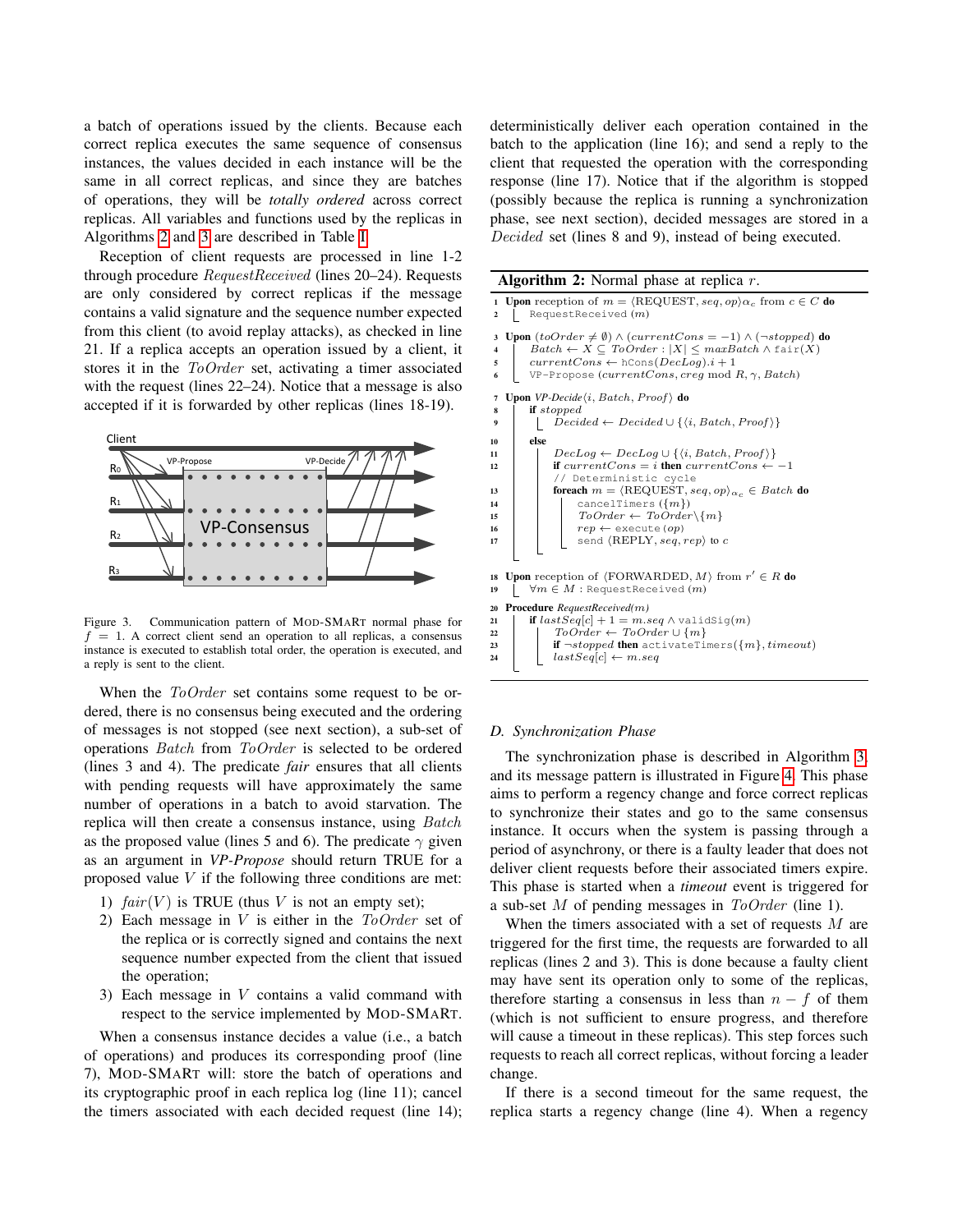a batch of operations issued by the clients. Because each correct replica executes the same sequence of consensus instances, the values decided in each instance will be the same in all correct replicas, and since they are batches of operations, they will be *totally ordered* across correct replicas. All variables and functions used by the replicas in Algorithms 2 and 3 are described in Table I.

Reception of client requests are processed in line 1-2 through procedure $RequestReceived$ (lines 20–24). Requests are only considered by correct replicas if the message contains a valid signature and the sequence number expected from this client (to avoid replay attacks), as checked in line 21. If a replica accepts an operation issued by a client, it stores it in the $ToOrder$ set, activating a timer associated with the request (lines 22–24). Notice that a message is also accepted if it is forwarded by other replicas (lines 18-19).

Figure 3. Communication pattern of MOD-SMART normal phase for $f = 1$. A correct client send an operation to all replicas, a consensus instance is executed to establish total order, the operation is executed, and a reply is sent to the client.

When the $ToOrder$ set contains some request to be ordered, there is no consensus being executed and the ordering of messages is not stopped (see next section), a sub-set of operations $Batch$ from $ToOrder$ is selected to be ordered (lines 3 and 4). The predicate *fair* ensures that all clients with pending requests will have approximately the same number of operations in a batch to avoid starvation. The replica will then create a consensus instance, using $Batch$ as the proposed value (lines 5 and 6). The predicate $\gamma$ given as an argument in ***VP-Propose*** should return TRUE for a proposed value $V$ if the following three conditions are met:

1) $fair(V)$ is TRUE (thus $V$ is not an empty set);
2) Each message in $V$ is either in the $ToOrder$ set of the replica or is correctly signed and contains the next sequence number expected from the client that issued the operation;
3) Each message in $V$ contains a valid command with respect to the service implemented by MOD-SMART.

When a consensus instance decides a value (i.e., a batch of operations) and produces its corresponding proof (line 7), MOD-SMART will: store the batch of operations and its cryptographic proof in each replica log (line 11); cancel the timers associated with each decided request (line 14); deterministically deliver each operation contained in the batch to the application (line 16); and send a reply to the client that requested the operation with the corresponding response (line 17). Notice that if the algorithm is stopped (possibly because the replica is running a synchronization phase, see next section), decided messages are stored in a $Decided$ set (lines 8 and 9), instead of being executed.

**Algorithm 2:** Normal phase at replica $r$.

```
1  Upon reception of m = ⟨REQUEST, seq, op⟩_αc from c ∈ C do
2      RequestReceived (m)
3  Upon (toOrder ≠ ∅) ∧ (currentCons = −1) ∧ (¬stopped) do
4      Batch ← X ⊆ ToOrder : |X| ≤ maxBatch ∧ fair(X)
5      currentCons ← hCons(DecLog).i + 1
6      VP-Propose (currentCons, creg mod R, γ, Batch)
7  Upon VP-Decide⟨i, Batch, Proof⟩ do
8      if stopped
9          Decided ← Decided ∪ {⟨i, Batch, Proof⟩}
10     else
11         DecLog ← DecLog ∪ {⟨i, Batch, Proof⟩}
12         if currentCons = i then currentCons ← −1
           // Deterministic cycle
13         foreach m = ⟨REQUEST, seq, op⟩_αc ∈ Batch do
14             cancelTimers ({m})
15             ToOrder ← ToOrder\{m}
16             rep ← execute (op)
17             send ⟨REPLY, seq, rep⟩ to c
18 Upon reception of ⟨FORWARDED, M⟩ from r' ∈ R do
19     ∀m ∈ M : RequestReceived (m)
20 Procedure RequestReceived(m)
21     if lastSeq[c] + 1 = m.seq ∧ validSig(m)
22         ToOrder ← ToOrder ∪ {m}
23         if ¬stopped then activateTimers({m}, timeout)
24         lastSeq[c] ← m.seq
```

### D. Synchronization Phase

The synchronization phase is described in Algorithm 3, and its message pattern is illustrated in Figure 4. This phase aims to perform a regency change and force correct replicas to synchronize their states and go to the same consensus instance. It occurs when the system is passing through a period of asynchrony, or there is a faulty leader that does not deliver client requests before their associated timers expire. This phase is started when a *timeout* event is triggered for a sub-set $M$ of pending messages in $ToOrder$ (line 1).

When the timers associated with a set of requests $M$ are triggered for the first time, the requests are forwarded to all replicas (lines 2 and 3). This is done because a faulty client may have sent its operation only to some of the replicas, therefore starting a consensus in less than $n - f$ of them (which is not sufficient to ensure progress, and therefore will cause a timeout in these replicas). This step forces such requests to reach all correct replicas, without forcing a leader change.

If there is a second timeout for the same request, the replica starts a regency change (line 4). When a regency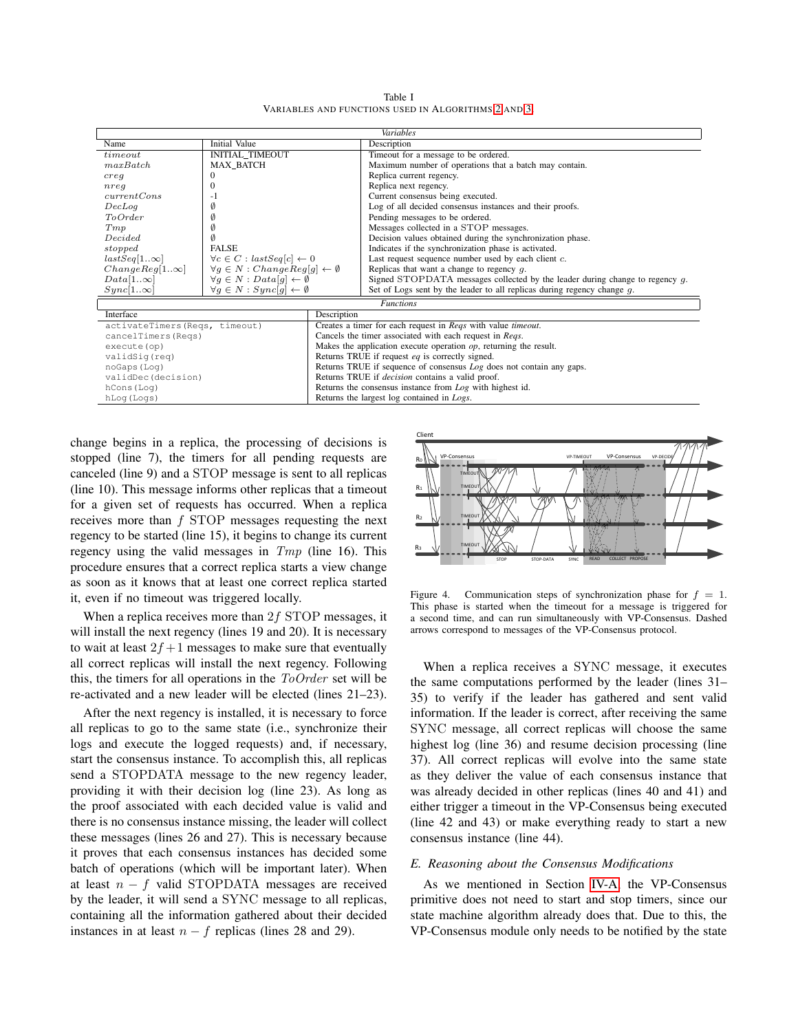Table I
VARIABLES AND FUNCTIONS USED IN ALGORITHMS 2 AND 3

| *Variables* | | |
|---|---|---|
| Name | Initial Value | Description |
| $timeout$ | INITIAL_TIMEOUT | Timeout for a message to be ordered. |
| $maxBatch$ | MAX_BATCH | Maximum number of operations that a batch may contain. |
| $creg$ | 0 | Replica current regency. |
| $nreg$ | 0 | Replica next regency. |
| $currentCons$ | -1 | Current consensus being executed. |
| $DecLog$ | $\emptyset$ | Log of all decided consensus instances and their proofs. |
| $ToOrder$ | $\emptyset$ | Pending messages to be ordered. |
| $Tmp$ | $\emptyset$ | Messages collected in a STOP messages. |
| $Decided$ | $\emptyset$ | Decision values obtained during the synchronization phase. |
| $stopped$ | FALSE | Indicates if the synchronization phase is activated. |
| $lastSeq[1..\infty]$ | $\forall c \in C : lastSeq[c] \leftarrow 0$ | Last request sequence number used by each client $c$. |
| $ChangeReg[1..\infty]$ | $\forall g \in N : ChangeReg[g] \leftarrow \emptyset$ | Replicas that want a change to regency $g$. |
| $Data[1..\infty]$ | $\forall g \in N : Data[g] \leftarrow \emptyset$ | Signed STOPDATA messages collected by the leader during change to regency $g$. |
| $Sync[1..\infty]$ | $\forall g \in N : Sync[g] \leftarrow \emptyset$ | Set of Logs sent by the leader to all replicas during regency change $g$. |

| *Functions* | |
|---|---|
| Interface | Description |
| `activateTimers(Reqs, timeout)` | Creates a timer for each request in *Reqs* with value *timeout*. |
| `cancelTimers(Reqs)` | Cancels the timer associated with each request in *Reqs*. |
| `execute(op)` | Makes the application execute operation *op*, returning the result. |
| `validSig(req)` | Returns TRUE if request *eq* is correctly signed. |
| `noGaps(Log)` | Returns TRUE if sequence of consensus *Log* does not contain any gaps. |
| `validDec(decision)` | Returns TRUE if *decision* contains a valid proof. |
| `hCons(Log)` | Returns the consensus instance from *Log* with highest id. |
| `hLog(Logs)` | Returns the largest log contained in *Logs*. |

change begins in a replica, the processing of decisions is stopped (line 7), the timers for all pending requests are canceled (line 9) and a STOP message is sent to all replicas (line 10). This message informs other replicas that a timeout for a given set of requests has occurred. When a replica receives more than $f$ STOP messages requesting the next regency to be started (line 15), it begins to change its current regency using the valid messages in $Tmp$ (line 16). This procedure ensures that a correct replica starts a view change as soon as it knows that at least one correct replica started it, even if no timeout was triggered locally.

When a replica receives more than $2f$ STOP messages, it will install the next regency (lines 19 and 20). It is necessary to wait at least $2f+1$ messages to make sure that eventually all correct replicas will install the next regency. Following this, the timers for all operations in the $ToOrder$ set will be re-activated and a new leader will be elected (lines 21–23).

After the next regency is installed, it is necessary to force all replicas to go to the same state (i.e., synchronize their logs and execute the logged requests) and, if necessary, start the consensus instance. To accomplish this, all replicas send a STOPDATA message to the new regency leader, providing it with their decision log (line 23). As long as the proof associated with each decided value is valid and there is no consensus instance missing, the leader will collect these messages (lines 26 and 27). This is necessary because it proves that each consensus instances has decided some batch of operations (which will be important later). When at least $n-f$ valid STOPDATA messages are received by the leader, it will send a SYNC message to all replicas, containing all the information gathered about their decided instances in at least $n-f$ replicas (lines 28 and 29).

Figure 4. Communication steps of synchronization phase for $f = 1$. This phase is started when the timeout for a message is triggered for a second time, and can run simultaneously with VP-Consensus. Dashed arrows correspond to messages of the VP-Consensus protocol.

When a replica receives a SYNC message, it executes the same computations performed by the leader (lines 31–35) to verify if the leader has gathered and sent valid information. If the leader is correct, after receiving the same SYNC message, all correct replicas will choose the same highest log (line 36) and resume decision processing (line 37). All correct replicas will evolve into the same state as they deliver the value of each consensus instance that was already decided in other replicas (lines 40 and 41) and either trigger a timeout in the VP-Consensus being executed (line 42 and 43) or make everything ready to start a new consensus instance (line 44).

### *E. Reasoning about the Consensus Modifications*

As we mentioned in Section IV-A, the VP-Consensus primitive does not need to start and stop timers, since our state machine algorithm already does that. Due to this, the VP-Consensus module only needs to be notified by the state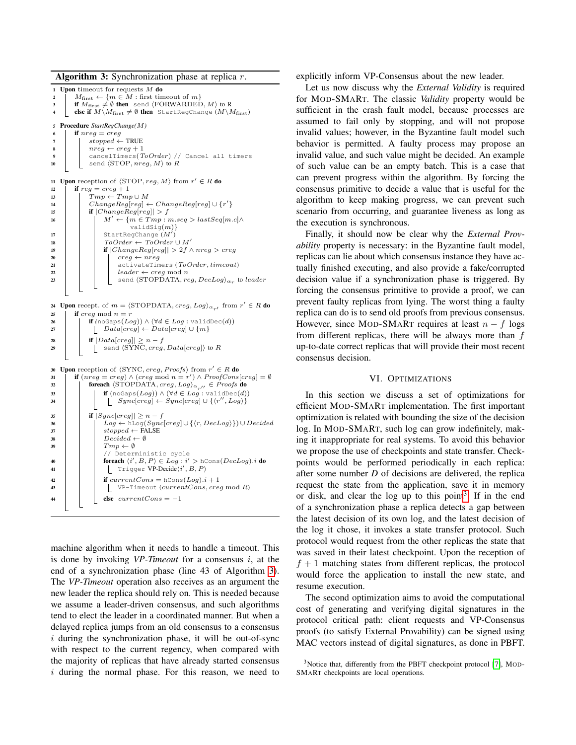**Algorithm 3:** Synchronization phase at replica $r$.

```
1  Upon timeout for requests M do
2      M_first ← {m ∈ M : first timeout of m}
3      if M_first ≠ ∅ then  send ⟨FORWARDED, M⟩ to R
4      else if M\M_first ≠ ∅ then  StartRegChange (M\M_first)

5  Procedure StartRegChange(M)
6      if nreg = creg
7          stopped ← TRUE
8          nreg ← creg + 1
9          cancelTimers(ToOrder) // Cancel all timers
10         send ⟨STOP, nreg, M⟩ to R

11 Upon reception of ⟨STOP, reg, M⟩ from r' ∈ R do
12     if reg = creg + 1
13         Tmp ← Tmp ∪ M
14         ChangeReg[reg] ← ChangeReg[reg] ∪ {r'}
15         if |ChangeReg[reg]| > f
16             M' ← {m ∈ Tmp : m.seq > lastSeq[m.c] ∧
                       validSig(m)}
17             StartRegChange (M')
18             ToOrder ← ToOrder ∪ M'
19             if |ChangeReg[reg]| > 2f ∧ nreg > creg
20                 creg ← nreg
21                 activateTimers (ToOrder, timeout)
22                 leader ← creg mod n
23                 send ⟨STOPDATA, reg, DecLog⟩_{α_r} to leader

24 Upon recept. of m = ⟨STOPDATA, creg, Log⟩_{α_r'} from r' ∈ R do
25     if creg mod n = r
26         if (noGaps(Log)) ∧ (∀d ∈ Log : validDec(d))
27             Data[creg] ← Data[creg] ∪ {m}
28         if |Data[creg]| ≥ n − f
29             send ⟨SYNC, creg, Data[creg]⟩ to R

30 Upon reception of ⟨SYNC, creg, Proofs⟩ from r' ∈ R do
31     if (nreg = creg) ∧ (creg mod n = r') ∧ ProofCons[creg] = ∅
32         foreach ⟨STOPDATA, creg, Log⟩_{α_r''} ∈ Proofs do
33             if (noGaps(Log)) ∧ (∀d ∈ Log : validDec(d))
34                 Sync[creg] ← Sync[creg] ∪ {⟨r'', Log⟩}
35         if |Sync[creg]| ≥ n − f
36             Log ← hLog(Sync[creg] ∪ {⟨r, DecLog⟩}) ∪ Decided
37             stopped ← FALSE
38             Decided ← ∅
39             Tmp ← ∅
               // Deterministic cycle
40             foreach ⟨i', B, P⟩ ∈ Log : i' > hCons(DecLog).i do
41                 Trigger VP-Decide⟨i', B, P⟩
42             if currentCons = hCons(Log).i + 1
43                 VP-Timeout (currentCons, creg mod R)
44             else  currentCons = −1
```

machine algorithm when it needs to handle a timeout. This is done by invoking *VP-Timeout* for a consensus $i$, at the end of a synchronization phase (line 43 of Algorithm 3). The *VP-Timeout* operation also receives as an argument the new leader the replica should rely on. This is needed because we assume a leader-driven consensus, and such algorithms tend to elect the leader in a coordinated manner. But when a delayed replica jumps from an old consensus to a consensus $i$ during the synchronization phase, it will be out-of-sync with respect to the current regency, when compared with the majority of replicas that have already started consensus $i$ during the normal phase. For this reason, we need to explicitly inform VP-Consensus about the new leader.

Let us now discuss why the *External Validity* is required for MOD-SMART. The classic *Validity* property would be sufficient in the crash fault model, because processes are assumed to fail only by stopping, and will not propose invalid values; however, in the Byzantine fault model such behavior is permitted. A faulty process may propose an invalid value, and such value might be decided. An example of such value can be an empty batch. This is a case that can prevent progress within the algorithm. By forcing the consensus primitive to decide a value that is useful for the algorithm to keep making progress, we can prevent such scenario from occurring, and guarantee liveness as long as the execution is synchronous.

Finally, it should now be clear why the *External Provability* property is necessary: in the Byzantine fault model, replicas can lie about which consensus instance they have actually finished executing, and also provide a fake/corrupted decision value if a synchronization phase is triggered. By forcing the consensus primitive to provide a proof, we can prevent faulty replicas from lying. The worst thing a faulty replica can do is to send old proofs from previous consensus. However, since MOD-SMART requires at least $n - f$ logs from different replicas, there will be always more than $f$ up-to-date correct replicas that will provide their most recent consensus decision.

## VI. OPTIMIZATIONS

In this section we discuss a set of optimizations for efficient MOD-SMART implementation. The first important optimization is related with bounding the size of the decision log. In MOD-SMART, such log can grow indefinitely, making it inappropriate for real systems. To avoid this behavior we propose the use of checkpoints and state transfer. Checkpoints would be performed periodically in each replica: after some number *D* of decisions are delivered, the replica request the state from the application, save it in memory or disk, and clear the log up to this point[3]. If in the end of a synchronization phase a replica detects a gap between the latest decision of its own log, and the latest decision of the log it chose, it invokes a state transfer protocol. Such protocol would request from the other replicas the state that was saved in their latest checkpoint. Upon the reception of $f + 1$ matching states from different replicas, the protocol would force the application to install the new state, and resume execution.

The second optimization aims to avoid the computational cost of generating and verifying digital signatures in the protocol critical path: client requests and VP-Consensus proofs (to satisfy External Provability) can be signed using MAC vectors instead of digital signatures, as done in PBFT.

[3] Notice that, differently from the PBFT checkpoint protocol [7], MOD-SMART checkpoints are local operations.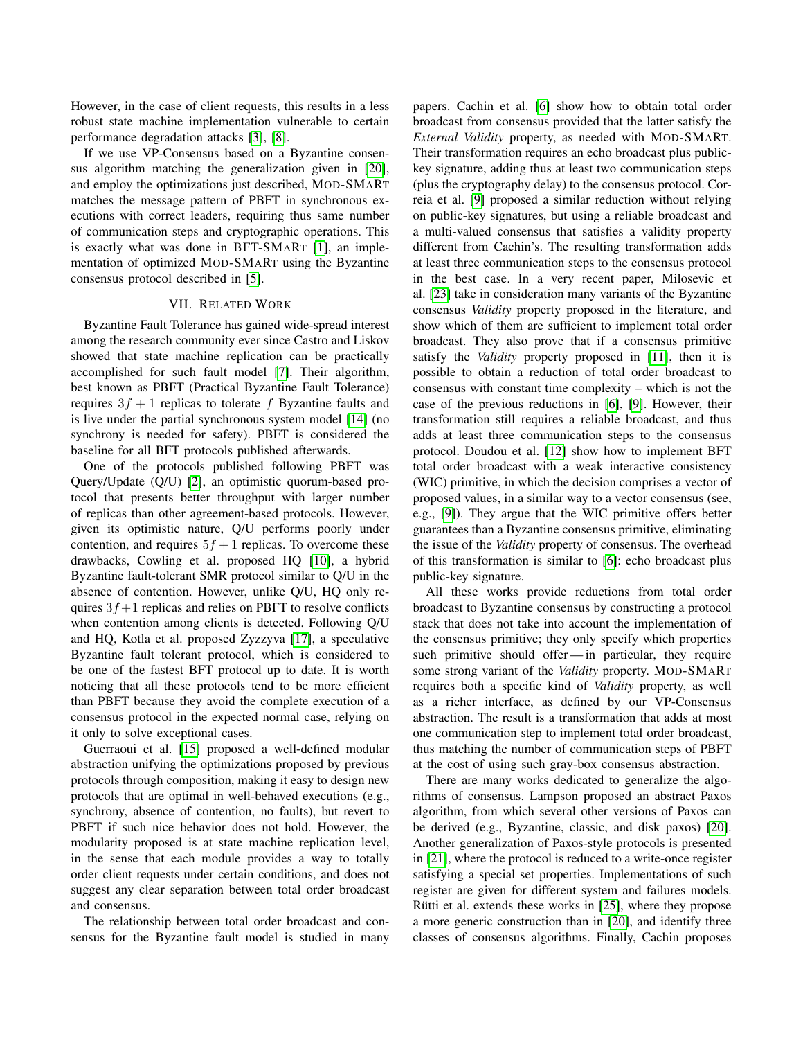However, in the case of client requests, this results in a less robust state machine implementation vulnerable to certain performance degradation attacks [3], [8].

If we use VP-Consensus based on a Byzantine consensus algorithm matching the generalization given in [20], and employ the optimizations just described, MOD-SMART matches the message pattern of PBFT in synchronous executions with correct leaders, requiring thus same number of communication steps and cryptographic operations. This is exactly what was done in BFT-SMART [1], an implementation of optimized MOD-SMART using the Byzantine consensus protocol described in [5].

## VII. Related Work

Byzantine Fault Tolerance has gained wide-spread interest among the research community ever since Castro and Liskov showed that state machine replication can be practically accomplished for such fault model [7]. Their algorithm, best known as PBFT (Practical Byzantine Fault Tolerance) requires $3f+1$ replicas to tolerate $f$ Byzantine faults and is live under the partial synchronous system model [14] (no synchrony is needed for safety). PBFT is considered the baseline for all BFT protocols published afterwards.

One of the protocols published following PBFT was Query/Update (Q/U) [2], an optimistic quorum-based protocol that presents better throughput with larger number of replicas than other agreement-based protocols. However, given its optimistic nature, Q/U performs poorly under contention, and requires $5f+1$ replicas. To overcome these drawbacks, Cowling et al. proposed HQ [10], a hybrid Byzantine fault-tolerant SMR protocol similar to Q/U in the absence of contention. However, unlike Q/U, HQ only requires $3f+1$ replicas and relies on PBFT to resolve conflicts when contention among clients is detected. Following Q/U and HQ, Kotla et al. proposed Zyzzyva [17], a speculative Byzantine fault tolerant protocol, which is considered to be one of the fastest BFT protocol up to date. It is worth noticing that all these protocols tend to be more efficient than PBFT because they avoid the complete execution of a consensus protocol in the expected normal case, relying on it only to solve exceptional cases.

Guerraoui et al. [15] proposed a well-defined modular abstraction unifying the optimizations proposed by previous protocols through composition, making it easy to design new protocols that are optimal in well-behaved executions (e.g., synchrony, absence of contention, no faults), but revert to PBFT if such nice behavior does not hold. However, the modularity proposed is at state machine replication level, in the sense that each module provides a way to totally order client requests under certain conditions, and does not suggest any clear separation between total order broadcast and consensus.

The relationship between total order broadcast and consensus for the Byzantine fault model is studied in many papers. Cachin et al. [6] show how to obtain total order broadcast from consensus provided that the latter satisfy the *External Validity* property, as needed with MOD-SMART. Their transformation requires an echo broadcast plus public-key signature, adding thus at least two communication steps (plus the cryptography delay) to the consensus protocol. Correia et al. [9] proposed a similar reduction without relying on public-key signatures, but using a reliable broadcast and a multi-valued consensus that satisfies a validity property different from Cachin's. The resulting transformation adds at least three communication steps to the consensus protocol in the best case. In a very recent paper, Milosevic et al. [23] take in consideration many variants of the Byzantine consensus *Validity* property proposed in the literature, and show which of them are sufficient to implement total order broadcast. They also prove that if a consensus primitive satisfy the *Validity* property proposed in [11], then it is possible to obtain a reduction of total order broadcast to consensus with constant time complexity – which is not the case of the previous reductions in [6], [9]. However, their transformation still requires a reliable broadcast, and thus adds at least three communication steps to the consensus protocol. Doudou et al. [12] show how to implement BFT total order broadcast with a weak interactive consistency (WIC) primitive, in which the decision comprises a vector of proposed values, in a similar way to a vector consensus (see, e.g., [9]). They argue that the WIC primitive offers better guarantees than a Byzantine consensus primitive, eliminating the issue of the *Validity* property of consensus. The overhead of this transformation is similar to [6]: echo broadcast plus public-key signature.

All these works provide reductions from total order broadcast to Byzantine consensus by constructing a protocol stack that does not take into account the implementation of the consensus primitive; they only specify which properties such primitive should offer — in particular, they require some strong variant of the *Validity* property. MOD-SMART requires both a specific kind of *Validity* property, as well as a richer interface, as defined by our VP-Consensus abstraction. The result is a transformation that adds at most one communication step to implement total order broadcast, thus matching the number of communication steps of PBFT at the cost of using such gray-box consensus abstraction.

There are many works dedicated to generalize the algorithms of consensus. Lampson proposed an abstract Paxos algorithm, from which several other versions of Paxos can be derived (e.g., Byzantine, classic, and disk paxos) [20]. Another generalization of Paxos-style protocols is presented in [21], where the protocol is reduced to a write-once register satisfying a special set properties. Implementations of such register are given for different system and failures models. Rütti et al. extends these works in [25], where they propose a more generic construction than in [20], and identify three classes of consensus algorithms. Finally, Cachin proposes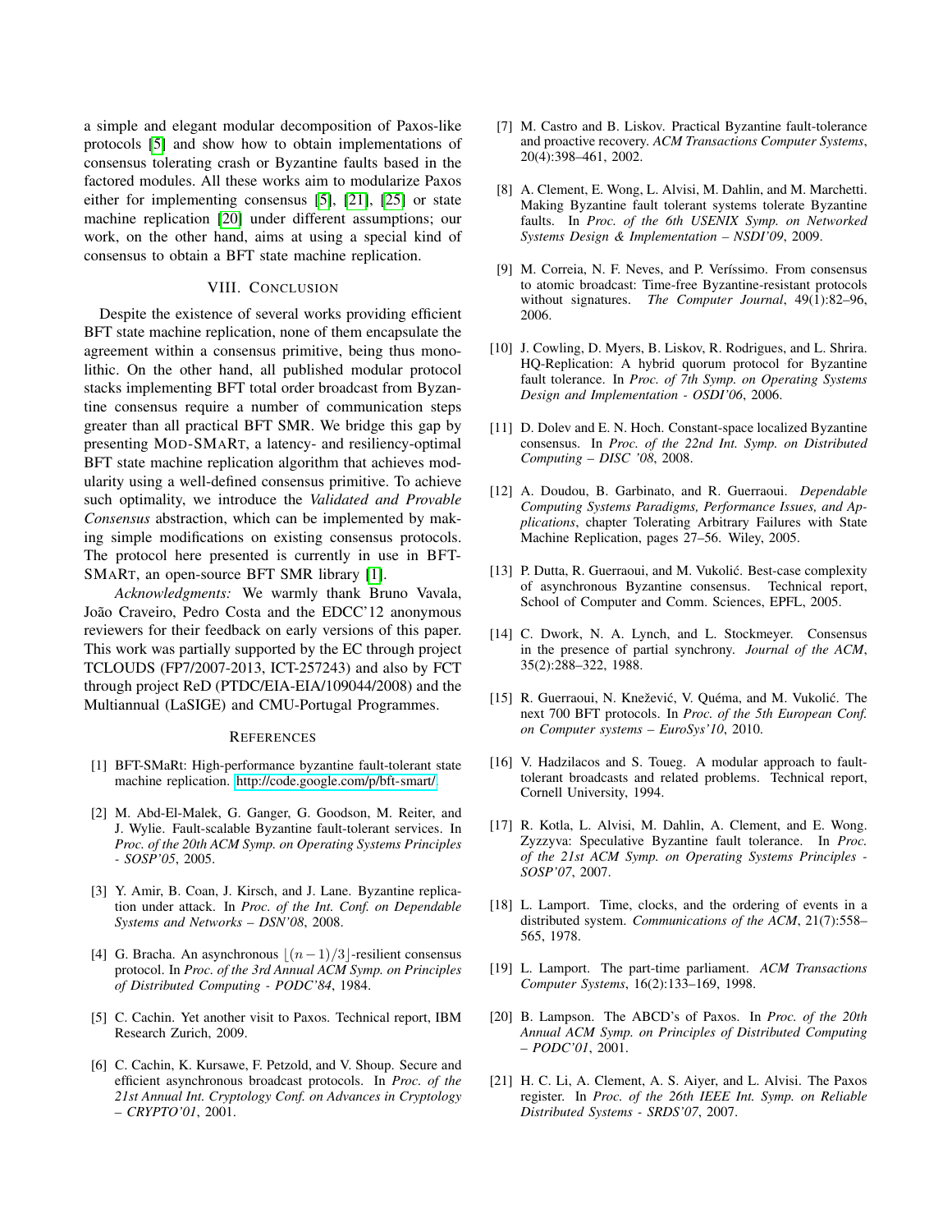a simple and elegant modular decomposition of Paxos-like protocols [5] and show how to obtain implementations of consensus tolerating crash or Byzantine faults based in the factored modules. All these works aim to modularize Paxos either for implementing consensus [5], [21], [25] or state machine replication [20] under different assumptions; our work, on the other hand, aims at using a special kind of consensus to obtain a BFT state machine replication.

## VIII. Conclusion

Despite the existence of several works providing efficient BFT state machine replication, none of them encapsulate the agreement within a consensus primitive, being thus monolithic. On the other hand, all published modular protocol stacks implementing BFT total order broadcast from Byzantine consensus require a number of communication steps greater than all practical BFT SMR. We bridge this gap by presenting MOD-SMART, a latency- and resiliency-optimal BFT state machine replication algorithm that achieves modularity using a well-defined consensus primitive. To achieve such optimality, we introduce the *Validated and Provable Consensus* abstraction, which can be implemented by making simple modifications on existing consensus protocols. The protocol here presented is currently in use in BFT-SMART, an open-source BFT SMR library [1].

*Acknowledgments:* We warmly thank Bruno Vavala, João Craveiro, Pedro Costa and the EDCC'12 anonymous reviewers for their feedback on early versions of this paper. This work was partially supported by the EC through project TCLOUDS (FP7/2007-2013, ICT-257243) and also by FCT through project ReD (PTDC/EIA-EIA/109044/2008) and the Multiannual (LaSIGE) and CMU-Portugal Programmes.

## References

[1] BFT-SMaRt: High-performance byzantine fault-tolerant state machine replication. http://code.google.com/p/bft-smart/.

[2] M. Abd-El-Malek, G. Ganger, G. Goodson, M. Reiter, and J. Wylie. Fault-scalable Byzantine fault-tolerant services. In *Proc. of the 20th ACM Symp. on Operating Systems Principles - SOSP'05*, 2005.

[3] Y. Amir, B. Coan, J. Kirsch, and J. Lane. Byzantine replication under attack. In *Proc. of the Int. Conf. on Dependable Systems and Networks – DSN'08*, 2008.

[4] G. Bracha. An asynchronous $\lfloor (n-1)/3 \rfloor$-resilient consensus protocol. In *Proc. of the 3rd Annual ACM Symp. on Principles of Distributed Computing - PODC'84*, 1984.

[5] C. Cachin. Yet another visit to Paxos. Technical report, IBM Research Zurich, 2009.

[6] C. Cachin, K. Kursawe, F. Petzold, and V. Shoup. Secure and efficient asynchronous broadcast protocols. In *Proc. of the 21st Annual Int. Cryptology Conf. on Advances in Cryptology – CRYPTO'01*, 2001.

[7] M. Castro and B. Liskov. Practical Byzantine fault-tolerance and proactive recovery. *ACM Transactions Computer Systems*, 20(4):398–461, 2002.

[8] A. Clement, E. Wong, L. Alvisi, M. Dahlin, and M. Marchetti. Making Byzantine fault tolerant systems tolerate Byzantine faults. In *Proc. of the 6th USENIX Symp. on Networked Systems Design & Implementation – NSDI'09*, 2009.

[9] M. Correia, N. F. Neves, and P. Veríssimo. From consensus to atomic broadcast: Time-free Byzantine-resistant protocols without signatures. *The Computer Journal*, 49(1):82–96, 2006.

[10] J. Cowling, D. Myers, B. Liskov, R. Rodrigues, and L. Shrira. HQ-Replication: A hybrid quorum protocol for Byzantine fault tolerance. In *Proc. of 7th Symp. on Operating Systems Design and Implementation - OSDI'06*, 2006.

[11] D. Dolev and E. N. Hoch. Constant-space localized Byzantine consensus. In *Proc. of the 22nd Int. Symp. on Distributed Computing – DISC '08*, 2008.

[12] A. Doudou, B. Garbinato, and R. Guerraoui. *Dependable Computing Systems Paradigms, Performance Issues, and Applications*, chapter Tolerating Arbitrary Failures with State Machine Replication, pages 27–56. Wiley, 2005.

[13] P. Dutta, R. Guerraoui, and M. Vukolić. Best-case complexity of asynchronous Byzantine consensus. Technical report, School of Computer and Comm. Sciences, EPFL, 2005.

[14] C. Dwork, N. A. Lynch, and L. Stockmeyer. Consensus in the presence of partial synchrony. *Journal of the ACM*, 35(2):288–322, 1988.

[15] R. Guerraoui, N. Knežević, V. Quéma, and M. Vukolić. The next 700 BFT protocols. In *Proc. of the 5th European Conf. on Computer systems – EuroSys'10*, 2010.

[16] V. Hadzilacos and S. Toueg. A modular approach to fault-tolerant broadcasts and related problems. Technical report, Cornell University, 1994.

[17] R. Kotla, L. Alvisi, M. Dahlin, A. Clement, and E. Wong. Zyzzyva: Speculative Byzantine fault tolerance. In *Proc. of the 21st ACM Symp. on Operating Systems Principles - SOSP'07*, 2007.

[18] L. Lamport. Time, clocks, and the ordering of events in a distributed system. *Communications of the ACM*, 21(7):558–565, 1978.

[19] L. Lamport. The part-time parliament. *ACM Transactions Computer Systems*, 16(2):133–169, 1998.

[20] B. Lampson. The ABCD's of Paxos. In *Proc. of the 20th Annual ACM Symp. on Principles of Distributed Computing – PODC'01*, 2001.

[21] H. C. Li, A. Clement, A. S. Aiyer, and L. Alvisi. The Paxos register. In *Proc. of the 26th IEEE Int. Symp. on Reliable Distributed Systems - SRDS'07*, 2007.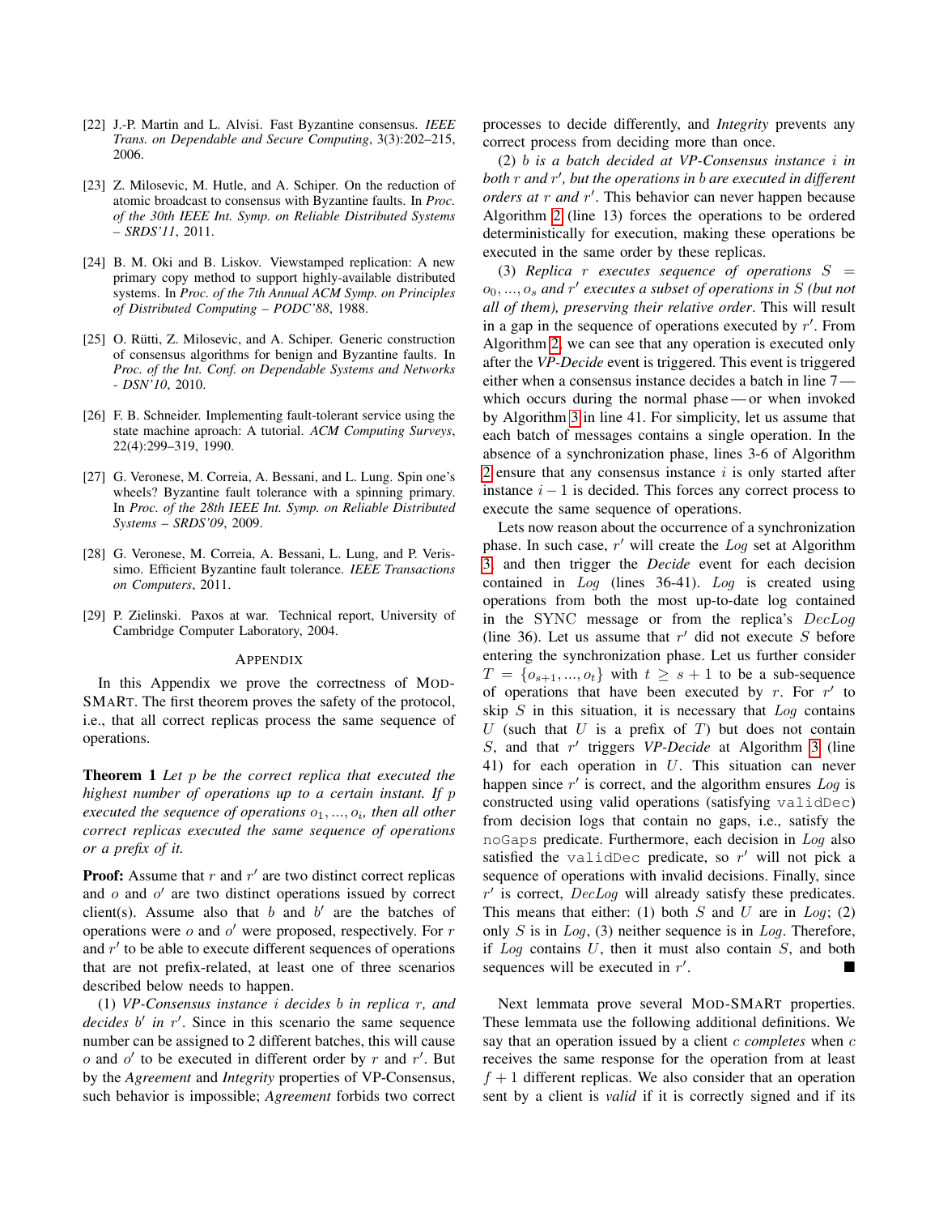[22] J.-P. Martin and L. Alvisi. Fast Byzantine consensus. *IEEE Trans. on Dependable and Secure Computing*, 3(3):202–215, 2006.

[23] Z. Milosevic, M. Hutle, and A. Schiper. On the reduction of atomic broadcast to consensus with Byzantine faults. In *Proc. of the 30th IEEE Int. Symp. on Reliable Distributed Systems – SRDS'11*, 2011.

[24] B. M. Oki and B. Liskov. Viewstamped replication: A new primary copy method to support highly-available distributed systems. In *Proc. of the 7th Annual ACM Symp. on Principles of Distributed Computing – PODC'88*, 1988.

[25] O. Rütti, Z. Milosevic, and A. Schiper. Generic construction of consensus algorithms for benign and Byzantine faults. In *Proc. of the Int. Conf. on Dependable Systems and Networks - DSN'10*, 2010.

[26] F. B. Schneider. Implementing fault-tolerant service using the state machine aproach: A tutorial. *ACM Computing Surveys*, 22(4):299–319, 1990.

[27] G. Veronese, M. Correia, A. Bessani, and L. Lung. Spin one's wheels? Byzantine fault tolerance with a spinning primary. In *Proc. of the 28th IEEE Int. Symp. on Reliable Distributed Systems – SRDS'09*, 2009.

[28] G. Veronese, M. Correia, A. Bessani, L. Lung, and P. Verissimo. Efficient Byzantine fault tolerance. *IEEE Transactions on Computers*, 2011.

[29] P. Zielinski. Paxos at war. Technical report, University of Cambridge Computer Laboratory, 2004.

## APPENDIX

In this Appendix we prove the correctness of MOD-SMART. The first theorem proves the safety of the protocol, i.e., that all correct replicas process the same sequence of operations.

**Theorem 1** *Let $p$ be the correct replica that executed the highest number of operations up to a certain instant. If $p$ executed the sequence of operations $o_1, ..., o_i$, then all other correct replicas executed the same sequence of operations or a prefix of it.*

**Proof:** Assume that $r$ and $r'$ are two distinct correct replicas and $o$ and $o'$ are two distinct operations issued by correct client(s). Assume also that $b$ and $b'$ are the batches of operations were $o$ and $o'$ were proposed, respectively. For $r$ and $r'$ to be able to execute different sequences of operations that are not prefix-related, at least one of three scenarios described below needs to happen.

(1) *VP-Consensus instance $i$ decides $b$ in replica $r$, and decides $b'$ in $r'$*. Since in this scenario the same sequence number can be assigned to 2 different batches, this will cause $o$ and $o'$ to be executed in different order by $r$ and $r'$. But by the *Agreement* and *Integrity* properties of VP-Consensus, such behavior is impossible; *Agreement* forbids two correct processes to decide differently, and *Integrity* prevents any correct process from deciding more than once.

(2) *$b$ is a batch decided at VP-Consensus instance $i$ in both $r$ and $r'$, but the operations in $b$ are executed in different orders at $r$ and $r'$*. This behavior can never happen because Algorithm 2 (line 13) forces the operations to be ordered deterministically for execution, making these operations be executed in the same order by these replicas.

(3) *Replica $r$ executes sequence of operations $S = o_0, ..., o_s$ and $r'$ executes a subset of operations in $S$ (but not all of them), preserving their relative order*. This will result in a gap in the sequence of operations executed by $r'$. From Algorithm 2, we can see that any operation is executed only after the *VP-Decide* event is triggered. This event is triggered either when a consensus instance decides a batch in line 7 — which occurs during the normal phase — or when invoked by Algorithm 3 in line 41. For simplicity, let us assume that each batch of messages contains a single operation. In the absence of a synchronization phase, lines 3-6 of Algorithm 2 ensure that any consensus instance $i$ is only started after instance $i-1$ is decided. This forces any correct process to execute the same sequence of operations.

Lets now reason about the occurrence of a synchronization phase. In such case, $r'$ will create the $Log$ set at Algorithm 3, and then trigger the *Decide* event for each decision contained in $Log$ (lines 36-41). $Log$ is created using operations from both the most up-to-date log contained in the SYNC message or from the replica's $DecLog$ (line 36). Let us assume that $r'$ did not execute $S$ before entering the synchronization phase. Let us further consider $T = \{o_{s+1}, ..., o_t\}$ with $t \geq s+1$ to be a sub-sequence of operations that have been executed by $r$. For $r'$ to skip $S$ in this situation, it is necessary that $Log$ contains $U$ (such that $U$ is a prefix of $T$) but does not contain $S$, and that $r'$ triggers *VP-Decide* at Algorithm 3 (line 41) for each operation in $U$. This situation can never happen since $r'$ is correct, and the algorithm ensures $Log$ is constructed using valid operations (satisfying `validDec`) from decision logs that contain no gaps, i.e., satisfy the `noGaps` predicate. Furthermore, each decision in $Log$ also satisfied the `validDec` predicate, so $r'$ will not pick a sequence of operations with invalid decisions. Finally, since $r'$ is correct, $DecLog$ will already satisfy these predicates. This means that either: (1) both $S$ and $U$ are in $Log$; (2) only $S$ is in $Log$, (3) neither sequence is in $Log$. Therefore, if $Log$ contains $U$, then it must also contain $S$, and both sequences will be executed in $r'$. ■

Next lemmata prove several MOD-SMART properties. These lemmata use the following additional definitions. We say that an operation issued by a client $c$ *completes* when $c$ receives the same response for the operation from at least $f+1$ different replicas. We also consider that an operation sent by a client is *valid* if it is correctly signed and if its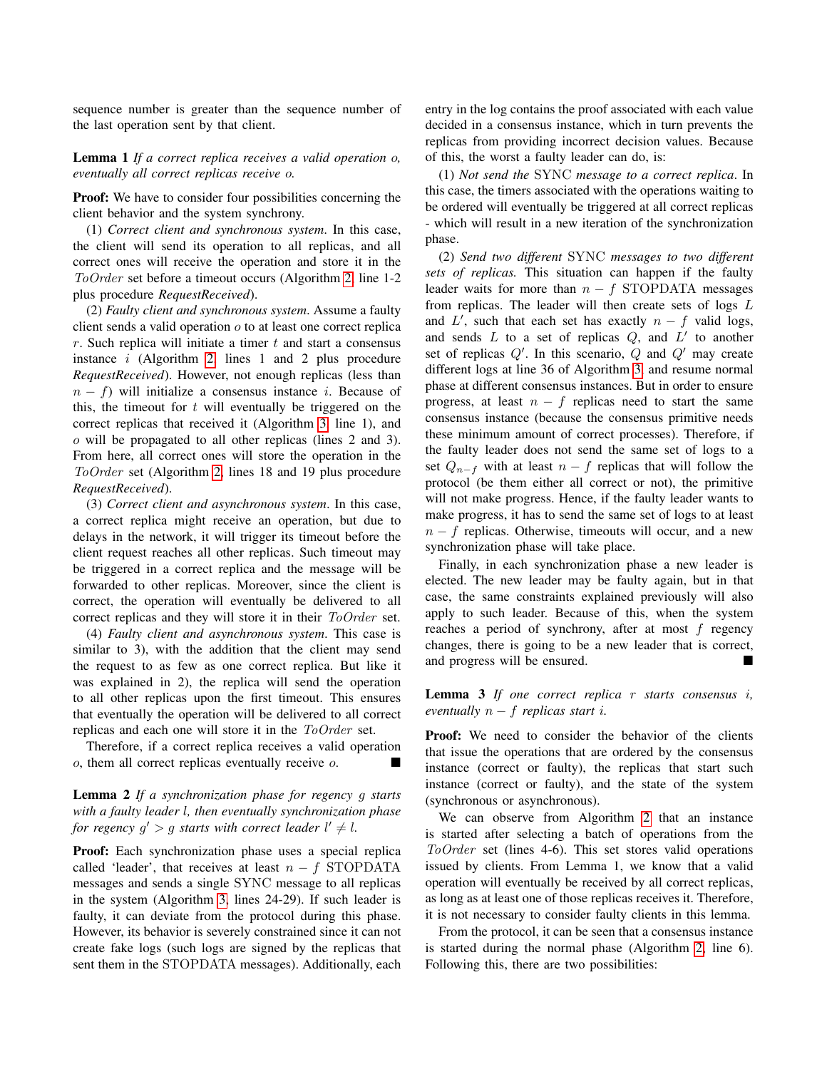sequence number is greater than the sequence number of the last operation sent by that client.

**Lemma 1** *If a correct replica receives a valid operation $o$, eventually all correct replicas receive $o$.*

**Proof:** We have to consider four possibilities concerning the client behavior and the system synchrony.

(1) *Correct client and synchronous system.* In this case, the client will send its operation to all replicas, and all correct ones will receive the operation and store it in the $ToOrder$ set before a timeout occurs (Algorithm 2, line 1-2 plus procedure *RequestReceived*).

(2) *Faulty client and synchronous system.* Assume a faulty client sends a valid operation $o$ to at least one correct replica $r$. Such replica will initiate a timer $t$ and start a consensus instance $i$ (Algorithm 2, lines 1 and 2 plus procedure *RequestReceived*). However, not enough replicas (less than $n - f$) will initialize a consensus instance $i$. Because of this, the timeout for $t$ will eventually be triggered on the correct replicas that received it (Algorithm 3, line 1), and $o$ will be propagated to all other replicas (lines 2 and 3). From here, all correct ones will store the operation in the $ToOrder$ set (Algorithm 2, lines 18 and 19 plus procedure *RequestReceived*).

(3) *Correct client and asynchronous system.* In this case, a correct replica might receive an operation, but due to delays in the network, it will trigger its timeout before the client request reaches all other replicas. Such timeout may be triggered in a correct replica and the message will be forwarded to other replicas. Moreover, since the client is correct, the operation will eventually be delivered to all correct replicas and they will store it in their $ToOrder$ set.

(4) *Faulty client and asynchronous system.* This case is similar to 3), with the addition that the client may send the request to as few as one correct replica. But like it was explained in 2), the replica will send the operation to all other replicas upon the first timeout. This ensures that eventually the operation will be delivered to all correct replicas and each one will store it in the $ToOrder$ set.

Therefore, if a correct replica receives a valid operation $o$, them all correct replicas eventually receive $o$. ∎

**Lemma 2** *If a synchronization phase for regency $g$ starts with a faulty leader $l$, then eventually synchronization phase for regency $g' > g$ starts with correct leader $l' \neq l$.*

**Proof:** Each synchronization phase uses a special replica called 'leader', that receives at least $n - f$ STOPDATA messages and sends a single SYNC message to all replicas in the system (Algorithm 3, lines 24-29). If such leader is faulty, it can deviate from the protocol during this phase. However, its behavior is severely constrained since it can not create fake logs (such logs are signed by the replicas that sent them in the STOPDATA messages). Additionally, each entry in the log contains the proof associated with each value decided in a consensus instance, which in turn prevents the replicas from providing incorrect decision values. Because of this, the worst a faulty leader can do, is:

(1) *Not send the* SYNC *message to a correct replica.* In this case, the timers associated with the operations waiting to be ordered will eventually be triggered at all correct replicas - which will result in a new iteration of the synchronization phase.

(2) *Send two different* SYNC *messages to two different sets of replicas.* This situation can happen if the faulty leader waits for more than $n - f$ STOPDATA messages from replicas. The leader will then create sets of logs $L$ and $L'$, such that each set has exactly $n - f$ valid logs, and sends $L$ to a set of replicas $Q$, and $L'$ to another set of replicas $Q'$. In this scenario, $Q$ and $Q'$ may create different logs at line 36 of Algorithm 3, and resume normal phase at different consensus instances. But in order to ensure progress, at least $n - f$ replicas need to start the same consensus instance (because the consensus primitive needs these minimum amount of correct processes). Therefore, if the faulty leader does not send the same set of logs to a set $Q_{n-f}$ with at least $n - f$ replicas that will follow the protocol (be them either all correct or not), the primitive will not make progress. Hence, if the faulty leader wants to make progress, it has to send the same set of logs to at least $n - f$ replicas. Otherwise, timeouts will occur, and a new synchronization phase will take place.

Finally, in each synchronization phase a new leader is elected. The new leader may be faulty again, but in that case, the same constraints explained previously will also apply to such leader. Because of this, when the system reaches a period of synchrony, after at most $f$ regency changes, there is going to be a new leader that is correct, and progress will be ensured. ∎

**Lemma 3** *If one correct replica $r$ starts consensus $i$, eventually $n - f$ replicas start $i$.*

**Proof:** We need to consider the behavior of the clients that issue the operations that are ordered by the consensus instance (correct or faulty), the replicas that start such instance (correct or faulty), and the state of the system (synchronous or asynchronous).

We can observe from Algorithm 2 that an instance is started after selecting a batch of operations from the $ToOrder$ set (lines 4-6). This set stores valid operations issued by clients. From Lemma 1, we know that a valid operation will eventually be received by all correct replicas, as long as at least one of those replicas receives it. Therefore, it is not necessary to consider faulty clients in this lemma.

From the protocol, it can be seen that a consensus instance is started during the normal phase (Algorithm 2, line 6). Following this, there are two possibilities: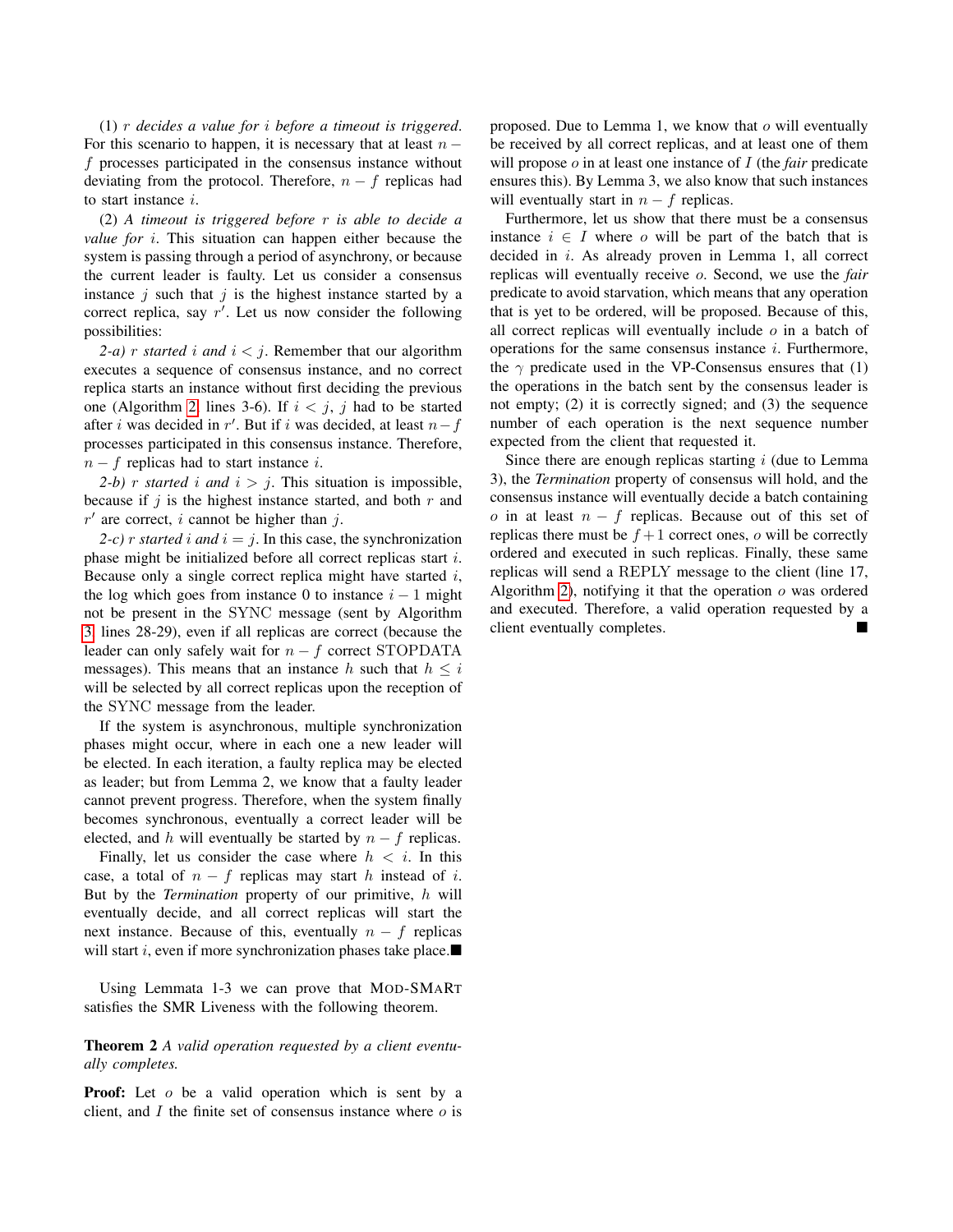(1) *$r$ decides a value for $i$ before a timeout is triggered.* For this scenario to happen, it is necessary that at least $n-f$ processes participated in the consensus instance without deviating from the protocol. Therefore, $n-f$ replicas had to start instance $i$.

(2) *A timeout is triggered before $r$ is able to decide a value for $i$.* This situation can happen either because the system is passing through a period of asynchrony, or because the current leader is faulty. Let us consider a consensus instance $j$ such that $j$ is the highest instance started by a correct replica, say $r'$. Let us now consider the following possibilities:

*2-a) $r$ started $i$ and $i < j$.* Remember that our algorithm executes a sequence of consensus instance, and no correct replica starts an instance without first deciding the previous one (Algorithm 2, lines 3-6). If $i < j$, $j$ had to be started after $i$ was decided in $r'$. But if $i$ was decided, at least $n-f$ processes participated in this consensus instance. Therefore, $n-f$ replicas had to start instance $i$.

*2-b) $r$ started $i$ and $i > j$.* This situation is impossible, because if $j$ is the highest instance started, and both $r$ and $r'$ are correct, $i$ cannot be higher than $j$.

*2-c) $r$ started $i$ and $i = j$.* In this case, the synchronization phase might be initialized before all correct replicas start $i$. Because only a single correct replica might have started $i$, the log which goes from instance 0 to instance $i-1$ might not be present in the SYNC message (sent by Algorithm 3 lines 28-29), even if all replicas are correct (because the leader can only safely wait for $n-f$ correct STOPDATA messages). This means that an instance $h$ such that $h \leq i$ will be selected by all correct replicas upon the reception of the SYNC message from the leader.

If the system is asynchronous, multiple synchronization phases might occur, where in each one a new leader will be elected. In each iteration, a faulty replica may be elected as leader; but from Lemma 2, we know that a faulty leader cannot prevent progress. Therefore, when the system finally becomes synchronous, eventually a correct leader will be elected, and $h$ will eventually be started by $n-f$ replicas.

Finally, let us consider the case where $h < i$. In this case, a total of $n-f$ replicas may start $h$ instead of $i$. But by the *Termination* property of our primitive, $h$ will eventually decide, and all correct replicas will start the next instance. Because of this, eventually $n-f$ replicas will start $i$, even if more synchronization phases take place. ■

Using Lemmata 1-3 we can prove that MOD-SMART satisfies the SMR Liveness with the following theorem.

**Theorem 2** *A valid operation requested by a client eventually completes.*

**Proof:** Let $o$ be a valid operation which is sent by a client, and $I$ the finite set of consensus instance where $o$ is proposed. Due to Lemma 1, we know that $o$ will eventually be received by all correct replicas, and at least one of them will propose $o$ in at least one instance of $I$ (the *fair* predicate ensures this). By Lemma 3, we also know that such instances will eventually start in $n-f$ replicas.

Furthermore, let us show that there must be a consensus instance $i \in I$ where $o$ will be part of the batch that is decided in $i$. As already proven in Lemma 1, all correct replicas will eventually receive $o$. Second, we use the *fair* predicate to avoid starvation, which means that any operation that is yet to be ordered, will be proposed. Because of this, all correct replicas will eventually include $o$ in a batch of operations for the same consensus instance $i$. Furthermore, the $\gamma$ predicate used in the VP-Consensus ensures that (1) the operations in the batch sent by the consensus leader is not empty; (2) it is correctly signed; and (3) the sequence number of each operation is the next sequence number expected from the client that requested it.

Since there are enough replicas starting $i$ (due to Lemma 3), the *Termination* property of consensus will hold, and the consensus instance will eventually decide a batch containing $o$ in at least $n-f$ replicas. Because out of this set of replicas there must be $f+1$ correct ones, $o$ will be correctly ordered and executed in such replicas. Finally, these same replicas will send a REPLY message to the client (line 17, Algorithm 2), notifying it that the operation $o$ was ordered and executed. Therefore, a valid operation requested by a client eventually completes. ■